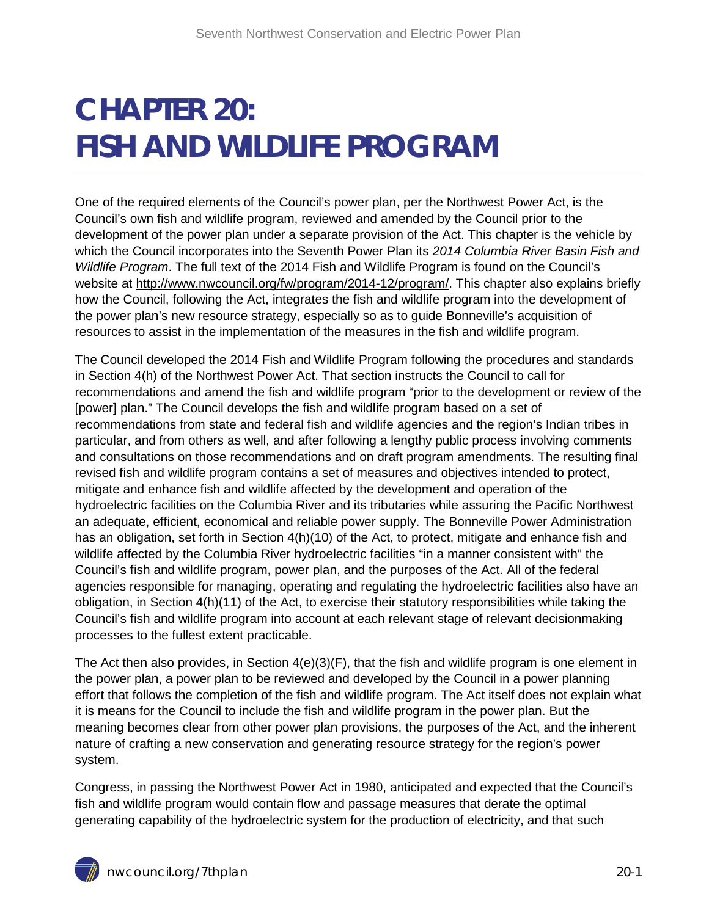# CHAPTER 20: FISH AND WILDLIFE PROGRAM

One of the required elements of the Council's power plan, per the Northwest Power Act, is the Council's own fish and wildlife program, reviewed and amended by the Council prior to the development of the power plan under a separate provision of the Act. This chapter is the vehicle by which the Council incorporates into the Seventh Power Plan its *2014 Columbia River Basin Fish and Wildlife Program*. The full text of the 2014 Fish and Wildlife Program is found on the Council's website at http://www.nwcouncil.org/fw/program/2014-12/program/. This chapter also explains briefly how the Council, following the Act, integrates the fish and wildlife program into the development of the power plan's new resource strategy, especially so as to guide Bonneville's acquisition of resources to assist in the implementation of the measures in the fish and wildlife program.

The Council developed the 2014 Fish and Wildlife Program following the procedures and standards in Section 4(h) of the Northwest Power Act. That section instructs the Council to call for recommendations and amend the fish and wildlife program "prior to the development or review of the [power] plan." The Council develops the fish and wildlife program based on a set of recommendations from state and federal fish and wildlife agencies and the region's Indian tribes in particular, and from others as well, and after following a lengthy public process involving comments and consultations on those recommendations and on draft program amendments. The resulting final revised fish and wildlife program contains a set of measures and objectives intended to protect, mitigate and enhance fish and wildlife affected by the development and operation of the hydroelectric facilities on the Columbia River and its tributaries while assuring the Pacific Northwest an adequate, efficient, economical and reliable power supply. The Bonneville Power Administration has an obligation, set forth in Section 4(h)(10) of the Act, to protect, mitigate and enhance fish and wildlife affected by the Columbia River hydroelectric facilities "in a manner consistent with" the Council's fish and wildlife program, power plan, and the purposes of the Act. All of the federal agencies responsible for managing, operating and regulating the hydroelectric facilities also have an obligation, in Section 4(h)(11) of the Act, to exercise their statutory responsibilities while taking the Council's fish and wildlife program into account at each relevant stage of relevant decisionmaking processes to the fullest extent practicable.

The Act then also provides, in Section 4(e)(3)(F), that the fish and wildlife program is one element in the power plan, a power plan to be reviewed and developed by the Council in a power planning effort that follows the completion of the fish and wildlife program. The Act itself does not explain what it is means for the Council to include the fish and wildlife program in the power plan. But the meaning becomes clear from other power plan provisions, the purposes of the Act, and the inherent nature of crafting a new conservation and generating resource strategy for the region's power system.

Congress, in passing the Northwest Power Act in 1980, anticipated and expected that the Council's fish and wildlife program would contain flow and passage measures that derate the optimal generating capability of the hydroelectric system for the production of electricity, and that such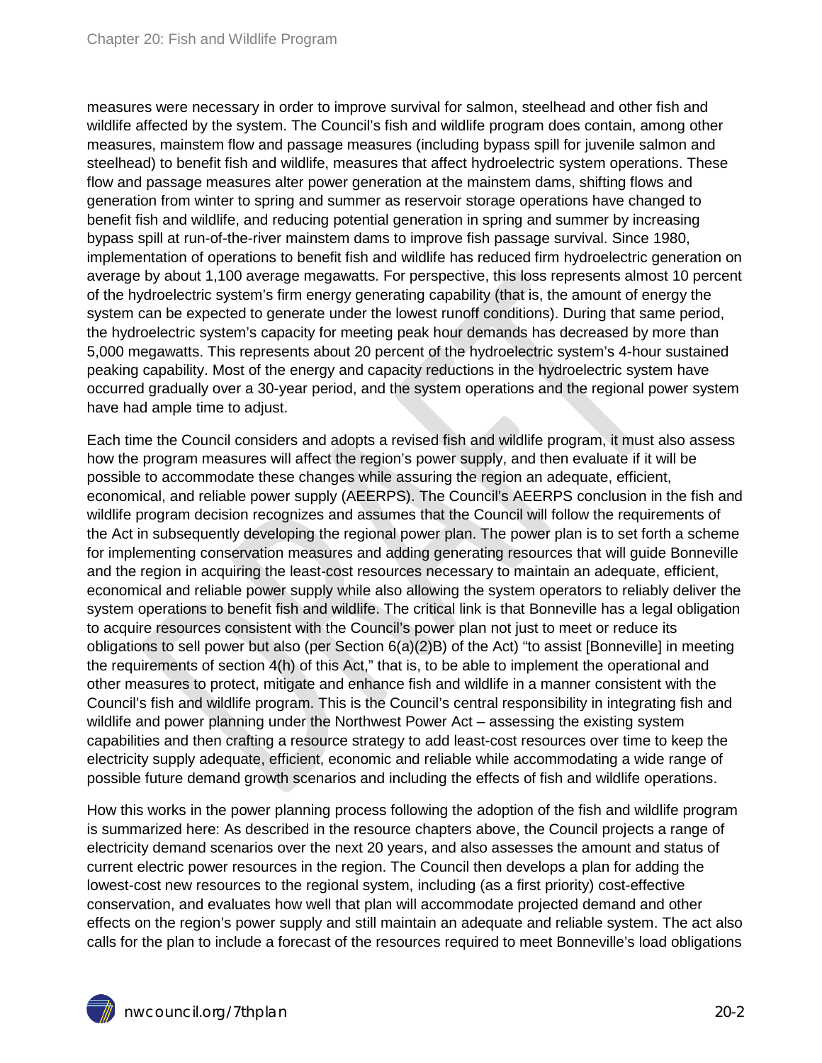measures were necessary in order to improve survival for salmon, steelhead and other fish and wildlife affected by the system. The Council's fish and wildlife program does contain, among other measures, mainstem flow and passage measures (including bypass spill for juvenile salmon and steelhead) to benefit fish and wildlife, measures that affect hydroelectric system operations. These flow and passage measures alter power generation at the mainstem dams, shifting flows and generation from winter to spring and summer as reservoir storage operations have changed to benefit fish and wildlife, and reducing potential generation in spring and summer by increasing bypass spill at run-of-the-river mainstem dams to improve fish passage survival. Since 1980, implementation of operations to benefit fish and wildlife has reduced firm hydroelectric generation on average by about 1,100 average megawatts. For perspective, this loss represents almost 10 percent of the hydroelectric system's firm energy generating capability (that is, the amount of energy the system can be expected to generate under the lowest runoff conditions). During that same period, the hydroelectric system's capacity for meeting peak hour demands has decreased by more than 5,000 megawatts. This represents about 20 percent of the hydroelectric system's 4-hour sustained peaking capability. Most of the energy and capacity reductions in the hydroelectric system have occurred gradually over a 30-year period, and the system operations and the regional power system have had ample time to adjust.

Each time the Council considers and adopts a revised fish and wildlife program, it must also assess how the program measures will affect the region's power supply, and then evaluate if it will be possible to accommodate these changes while assuring the region an adequate, efficient, economical, and reliable power supply (AEERPS). The Council's AEERPS conclusion in the fish and wildlife program decision recognizes and assumes that the Council will follow the requirements of the Act in subsequently developing the regional power plan. The power plan is to set forth a scheme for implementing conservation measures and adding generating resources that will guide Bonneville and the region in acquiring the least-cost resources necessary to maintain an adequate, efficient, economical and reliable power supply while also allowing the system operators to reliably deliver the system operations to benefit fish and wildlife. The critical link is that Bonneville has a legal obligation to acquire resources consistent with the Council's power plan not just to meet or reduce its obligations to sell power but also (per Section 6(a)(2)B) of the Act) "to assist [Bonneville] in meeting the requirements of section 4(h) of this Act," that is, to be able to implement the operational and other measures to protect, mitigate and enhance fish and wildlife in a manner consistent with the Council's fish and wildlife program. This is the Council's central responsibility in integrating fish and wildlife and power planning under the Northwest Power Act – assessing the existing system capabilities and then crafting a resource strategy to add least-cost resources over time to keep the electricity supply adequate, efficient, economic and reliable while accommodating a wide range of possible future demand growth scenarios and including the effects of fish and wildlife operations.

How this works in the power planning process following the adoption of the fish and wildlife program is summarized here: As described in the resource chapters above, the Council projects a range of electricity demand scenarios over the next 20 years, and also assesses the amount and status of current electric power resources in the region. The Council then develops a plan for adding the lowest-cost new resources to the regional system, including (as a first priority) cost-effective conservation, and evaluates how well that plan will accommodate projected demand and other effects on the region's power supply and still maintain an adequate and reliable system. The act also calls for the plan to include a forecast of the resources required to meet Bonneville's load obligations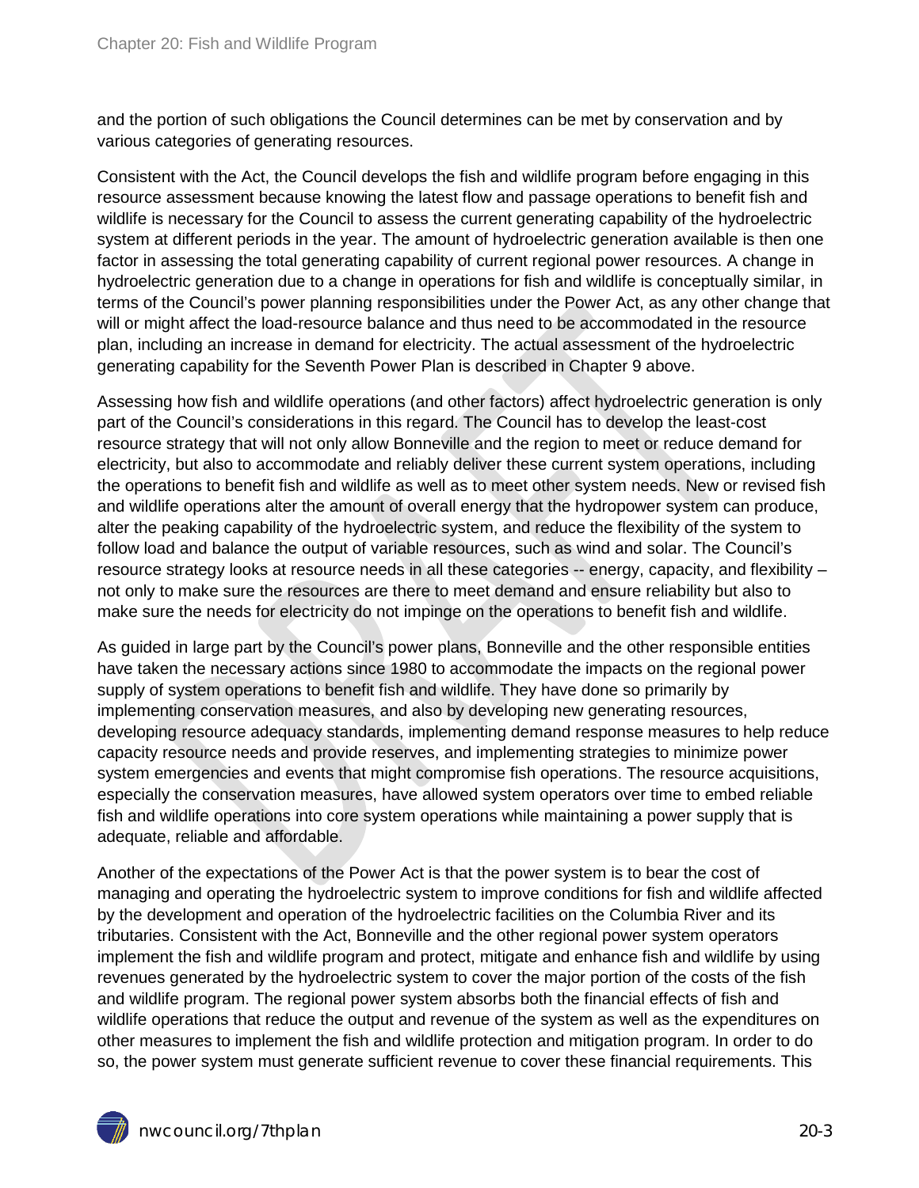and the portion of such obligations the Council determines can be met by conservation and by various categories of generating resources.

Consistent with the Act, the Council develops the fish and wildlife program before engaging in this resource assessment because knowing the latest flow and passage operations to benefit fish and wildlife is necessary for the Council to assess the current generating capability of the hydroelectric system at different periods in the year. The amount of hydroelectric generation available is then one factor in assessing the total generating capability of current regional power resources. A change in hydroelectric generation due to a change in operations for fish and wildlife is conceptually similar, in terms of the Council's power planning responsibilities under the Power Act, as any other change that will or might affect the load-resource balance and thus need to be accommodated in the resource plan, including an increase in demand for electricity. The actual assessment of the hydroelectric generating capability for the Seventh Power Plan is described in Chapter 9 above.

Assessing how fish and wildlife operations (and other factors) affect hydroelectric generation is only part of the Council's considerations in this regard. The Council has to develop the least-cost resource strategy that will not only allow Bonneville and the region to meet or reduce demand for electricity, but also to accommodate and reliably deliver these current system operations, including the operations to benefit fish and wildlife as well as to meet other system needs. New or revised fish and wildlife operations alter the amount of overall energy that the hydropower system can produce, alter the peaking capability of the hydroelectric system, and reduce the flexibility of the system to follow load and balance the output of variable resources, such as wind and solar. The Council's resource strategy looks at resource needs in all these categories -- energy, capacity, and flexibility – not only to make sure the resources are there to meet demand and ensure reliability but also to make sure the needs for electricity do not impinge on the operations to benefit fish and wildlife.

As guided in large part by the Council's power plans, Bonneville and the other responsible entities have taken the necessary actions since 1980 to accommodate the impacts on the regional power supply of system operations to benefit fish and wildlife. They have done so primarily by implementing conservation measures, and also by developing new generating resources, developing resource adequacy standards, implementing demand response measures to help reduce capacity resource needs and provide reserves, and implementing strategies to minimize power system emergencies and events that might compromise fish operations. The resource acquisitions, especially the conservation measures, have allowed system operators over time to embed reliable fish and wildlife operations into core system operations while maintaining a power supply that is adequate, reliable and affordable.

Another of the expectations of the Power Act is that the power system is to bear the cost of managing and operating the hydroelectric system to improve conditions for fish and wildlife affected by the development and operation of the hydroelectric facilities on the Columbia River and its tributaries. Consistent with the Act, Bonneville and the other regional power system operators implement the fish and wildlife program and protect, mitigate and enhance fish and wildlife by using revenues generated by the hydroelectric system to cover the major portion of the costs of the fish and wildlife program. The regional power system absorbs both the financial effects of fish and wildlife operations that reduce the output and revenue of the system as well as the expenditures on other measures to implement the fish and wildlife protection and mitigation program. In order to do so, the power system must generate sufficient revenue to cover these financial requirements. This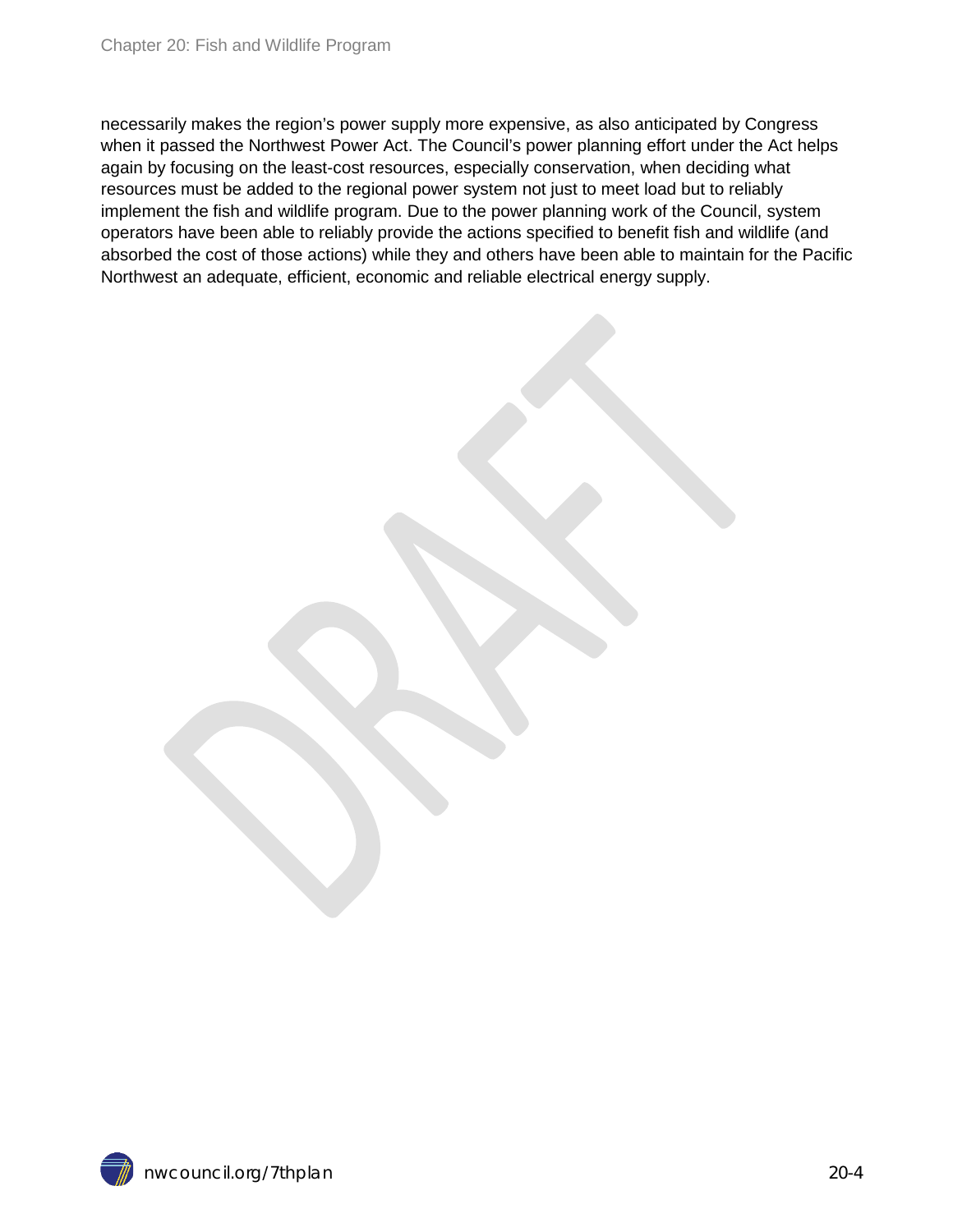necessarily makes the region's power supply more expensive, as also anticipated by Congress when it passed the Northwest Power Act. The Council's power planning effort under the Act helps again by focusing on the least-cost resources, especially conservation, when deciding what resources must be added to the regional power system not just to meet load but to reliably implement the fish and wildlife program. Due to the power planning work of the Council, system operators have been able to reliably provide the actions specified to benefit fish and wildlife (and absorbed the cost of those actions) while they and others have been able to maintain for the Pacific Northwest an adequate, efficient, economic and reliable electrical energy supply.